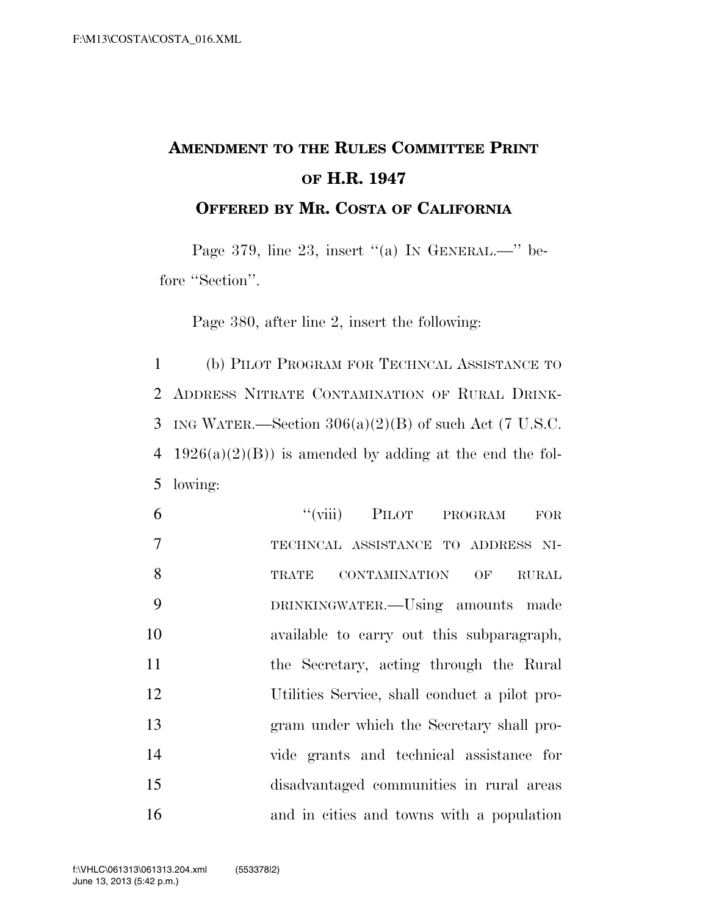# AMENDMENT TO THE RULES COMMITTEE PRINT OF H.R. 1947

## OFFERED BY MR. COSTA OF CALIFORNIA

Page 379, line 23, insert "(a) IN GENERAL.—" before "Section".

Page 380, after line 2, insert the following:

1 (b) PILOT PROGRAM FOR TECHNCAL ASSISTANCE TO
2 ADDRESS NITRATE CONTAMINATION OF RURAL DRINK-
3 ING WATER.—Section 306(a)(2)(B) of such Act (7 U.S.C.
4 1926(a)(2)(B)) is amended by adding at the end the fol-
5 lowing:

6 "(viii) PILOT PROGRAM FOR
7 TECHNCAL ASSISTANCE TO ADDRESS NI-
8 TRATE CONTAMINATION OF RURAL
9 DRINKINGWATER.—Using amounts made
10 available to carry out this subparagraph,
11 the Secretary, acting through the Rural
12 Utilities Service, shall conduct a pilot pro-
13 gram under which the Secretary shall pro-
14 vide grants and technical assistance for
15 disadvantaged communities in rural areas
16 and in cities and towns with a population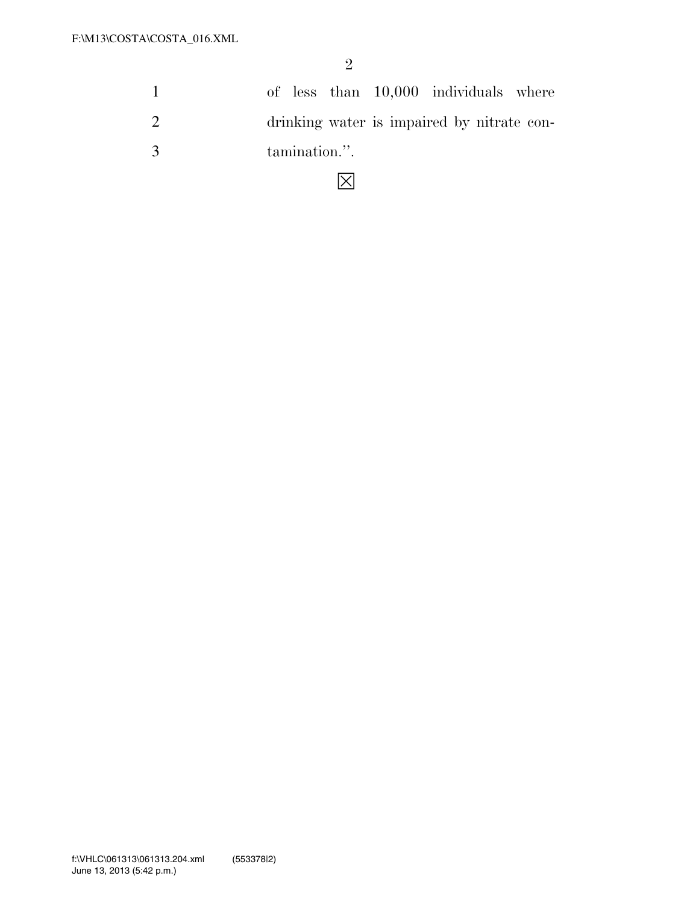of less than 10,000 individuals where drinking water is impaired by nitrate contamination.".